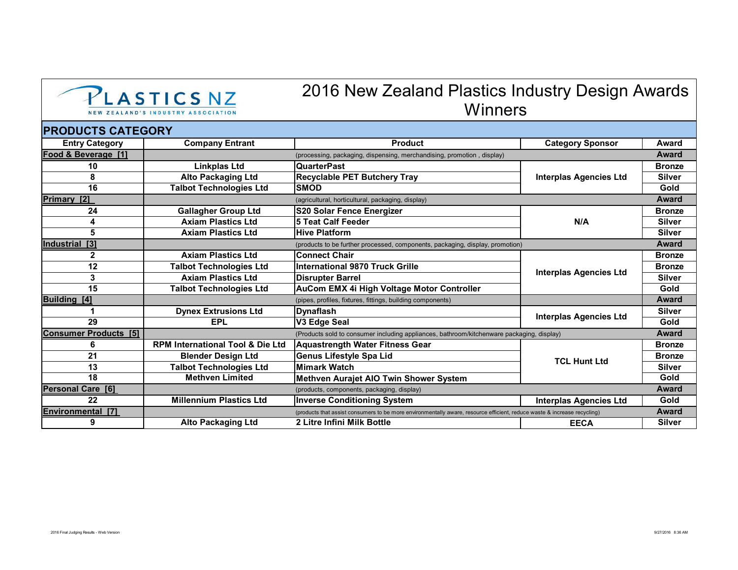PLASTICS NZ
NEW ZEALAND'S INDUSTRY ASSOCIATION

# 2016 New Zealand Plastics Industry Design Awards Winners

## PRODUCTS CATEGORY

| Entry Category | Company Entrant | Product | Category Sponsor | Award |
|---|---|---|---|---|
| **Food & Beverage [1]** | | (processing, packaging, dispensing, merchandising, promotion , display) | | **Award** |
| 10 | Linkplas Ltd | QuarterPast | Interplas Agencies Ltd | Bronze |
| 8 | Alto Packaging Ltd | Recyclable PET Butchery Tray | | Silver |
| 16 | Talbot Technologies Ltd | SMOD | | Gold |
| **Primary [2]** | | (agricultural, horticultural, packaging, display) | | **Award** |
| 24 | Gallagher Group Ltd | S20 Solar Fence Energizer | N/A | Bronze |
| 4 | Axiam Plastics Ltd | 5 Teat Calf Feeder | | Silver |
| 5 | Axiam Plastics Ltd | Hive Platform | | Silver |
| **Industrial [3]** | | (products to be further processed, components, packaging, display, promotion) | | **Award** |
| 2 | Axiam Plastics Ltd | Connect Chair | Interplas Agencies Ltd | Bronze |
| 12 | Talbot Technologies Ltd | International 9870 Truck Grille | | Bronze |
| 3 | Axiam Plastics Ltd | Disrupter Barrel | | Silver |
| 15 | Talbot Technologies Ltd | AuCom EMX 4i High Voltage Motor Controller | | Gold |
| **Building [4]** | | (pipes, profiles, fixtures, fittings, building components) | | **Award** |
| 1 | Dynex Extrusions Ltd | Dynaflash | Interplas Agencies Ltd | Silver |
| 29 | EPL | V3 Edge Seal | | Gold |
| **Consumer Products [5]** | | (Products sold to consumer including appliances, bathroom/kitchenware packaging, display) | | **Award** |
| 6 | RPM International Tool & Die Ltd | Aquastrength Water Fitness Gear | TCL Hunt Ltd | Bronze |
| 21 | Blender Design Ltd | Genus Lifestyle Spa Lid | | Bronze |
| 13 | Talbot Technologies Ltd | Mimark Watch | | Silver |
| 18 | Methven Limited | Methven Aurajet AIO Twin Shower System | | Gold |
| **Personal Care [6]** | | (products, components, packaging, display) | | **Award** |
| 22 | Millennium Plastics Ltd | Inverse Conditioning System | Interplas Agencies Ltd | Gold |
| **Environmental [7]** | | (products that assist consumers to be more environmentally aware, resource efficient, reduce waste & increase recycling) | | **Award** |
| 9 | Alto Packaging Ltd | 2 Litre Infini Milk Bottle | EECA | Silver |

2016 Final Judging Results - Web Version

9/27/2016 8:36 AM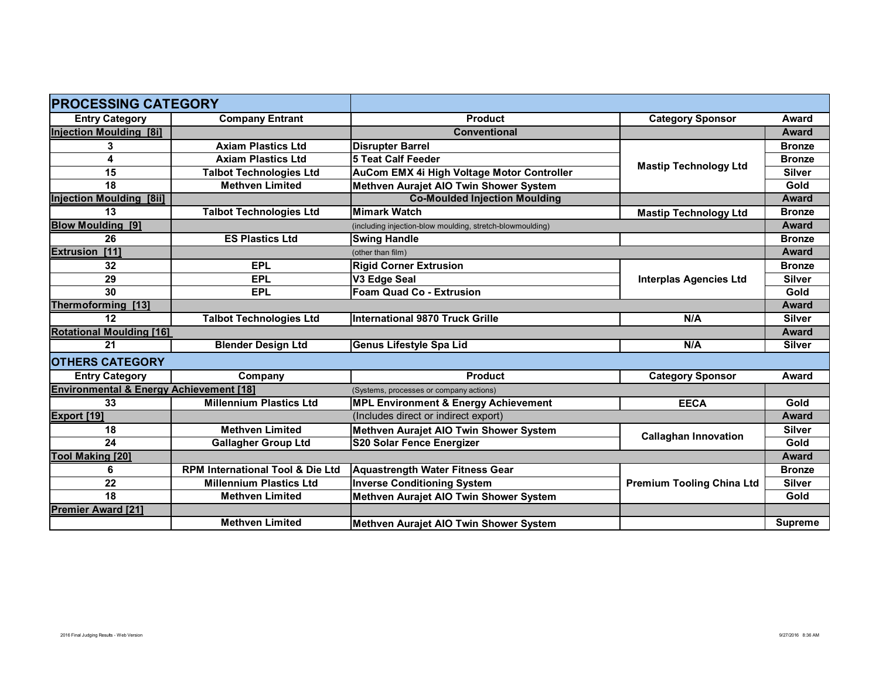| PROCESSING CATEGORY | | | | |
|---|---|---|---|---|
| Entry Category | Company Entrant | Product | Category Sponsor | Award |
| Injection Moulding [8i] | | Conventional | | Award |
| 3 | Axiam Plastics Ltd | Disrupter Barrel | Mastip Technology Ltd | Bronze |
| 4 | Axiam Plastics Ltd | 5 Teat Calf Feeder | | Bronze |
| 15 | Talbot Technologies Ltd | AuCom EMX 4i High Voltage Motor Controller | | Silver |
| 18 | Methven Limited | Methven Aurajet AIO Twin Shower System | | Gold |
| Injection Moulding [8ii] | | Co-Moulded Injection Moulding | | Award |
| 13 | Talbot Technologies Ltd | Mimark Watch | Mastip Technology Ltd | Bronze |
| Blow Moulding [9] | | (including injection-blow moulding, stretch-blowmoulding) | | Award |
| 26 | ES Plastics Ltd | Swing Handle | | Bronze |
| Extrusion [11] | | (other than film) | | Award |
| 32 | EPL | Rigid Corner Extrusion | Interplas Agencies Ltd | Bronze |
| 29 | EPL | V3 Edge Seal | | Silver |
| 30 | EPL | Foam Quad Co - Extrusion | | Gold |
| Thermoforming [13] | | | | Award |
| 12 | Talbot Technologies Ltd | International 9870 Truck Grille | N/A | Silver |
| Rotational Moulding [16] | | | | Award |
| 21 | Blender Design Ltd | Genus Lifestyle Spa Lid | N/A | Silver |
| OTHERS CATEGORY | | | | |
| Entry Category | Company | Product | Category Sponsor | Award |
| Environmental & Energy Achievement [18] | | (Systems, processes or company actions) | | |
| 33 | Millennium Plastics Ltd | MPL Environment & Energy Achievement | EECA | Gold |
| Export [19] | | (Includes direct or indirect export) | | Award |
| 18 | Methven Limited | Methven Aurajet AIO Twin Shower System | Callaghan Innovation | Silver |
| 24 | Gallagher Group Ltd | S20 Solar Fence Energizer | | Gold |
| Tool Making [20] | | | | Award |
| 6 | RPM International Tool & Die Ltd | Aquastrength Water Fitness Gear | Premium Tooling China Ltd | Bronze |
| 22 | Millennium Plastics Ltd | Inverse Conditioning System | | Silver |
| 18 | Methven Limited | Methven Aurajet AIO Twin Shower System | | Gold |
| Premier Award [21] | | | | |
| | Methven Limited | Methven Aurajet AIO Twin Shower System | | Supreme |